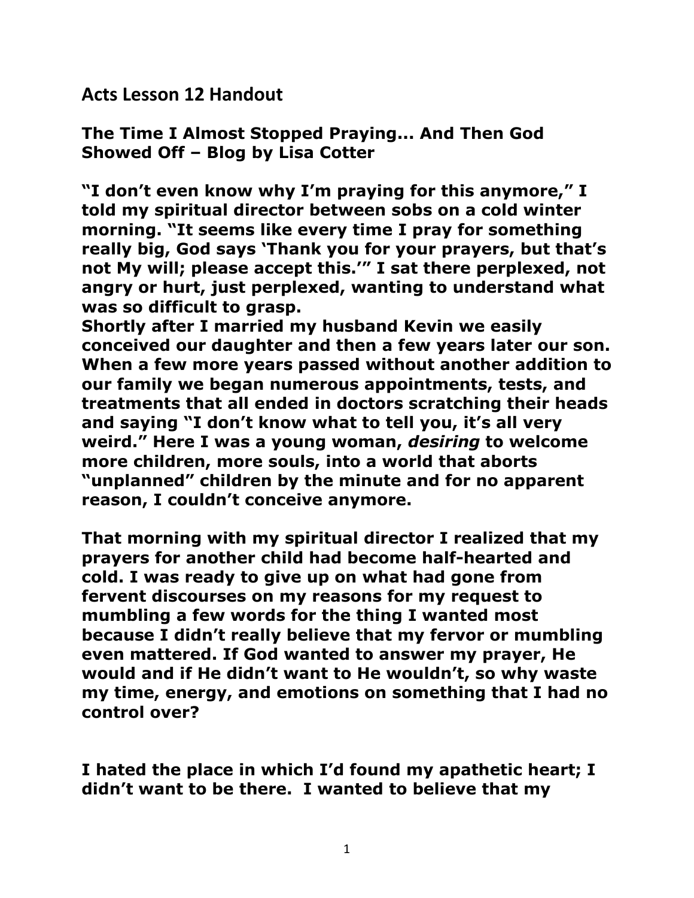## Acts Lesson 12 Handout

**The Time I Almost Stopped Praying… And Then God Showed Off – Blog by Lisa Cotter**

**"I don't even know why I'm praying for this anymore," I told my spiritual director between sobs on a cold winter morning. "It seems like every time I pray for something really big, God says 'Thank you for your prayers, but that's not My will; please accept this.'" I sat there perplexed, not angry or hurt, just perplexed, wanting to understand what was so difficult to grasp.**
**Shortly after I married my husband Kevin we easily conceived our daughter and then a few years later our son. When a few more years passed without another addition to our family we began numerous appointments, tests, and treatments that all ended in doctors scratching their heads and saying "I don't know what to tell you, it's all very weird." Here I was a young woman, *desiring* to welcome more children, more souls, into a world that aborts "unplanned" children by the minute and for no apparent reason, I couldn't conceive anymore.**

**That morning with my spiritual director I realized that my prayers for another child had become half-hearted and cold. I was ready to give up on what had gone from fervent discourses on my reasons for my request to mumbling a few words for the thing I wanted most because I didn't really believe that my fervor or mumbling even mattered. If God wanted to answer my prayer, He would and if He didn't want to He wouldn't, so why waste my time, energy, and emotions on something that I had no control over?**

**I hated the place in which I'd found my apathetic heart; I didn't want to be there. I wanted to believe that my**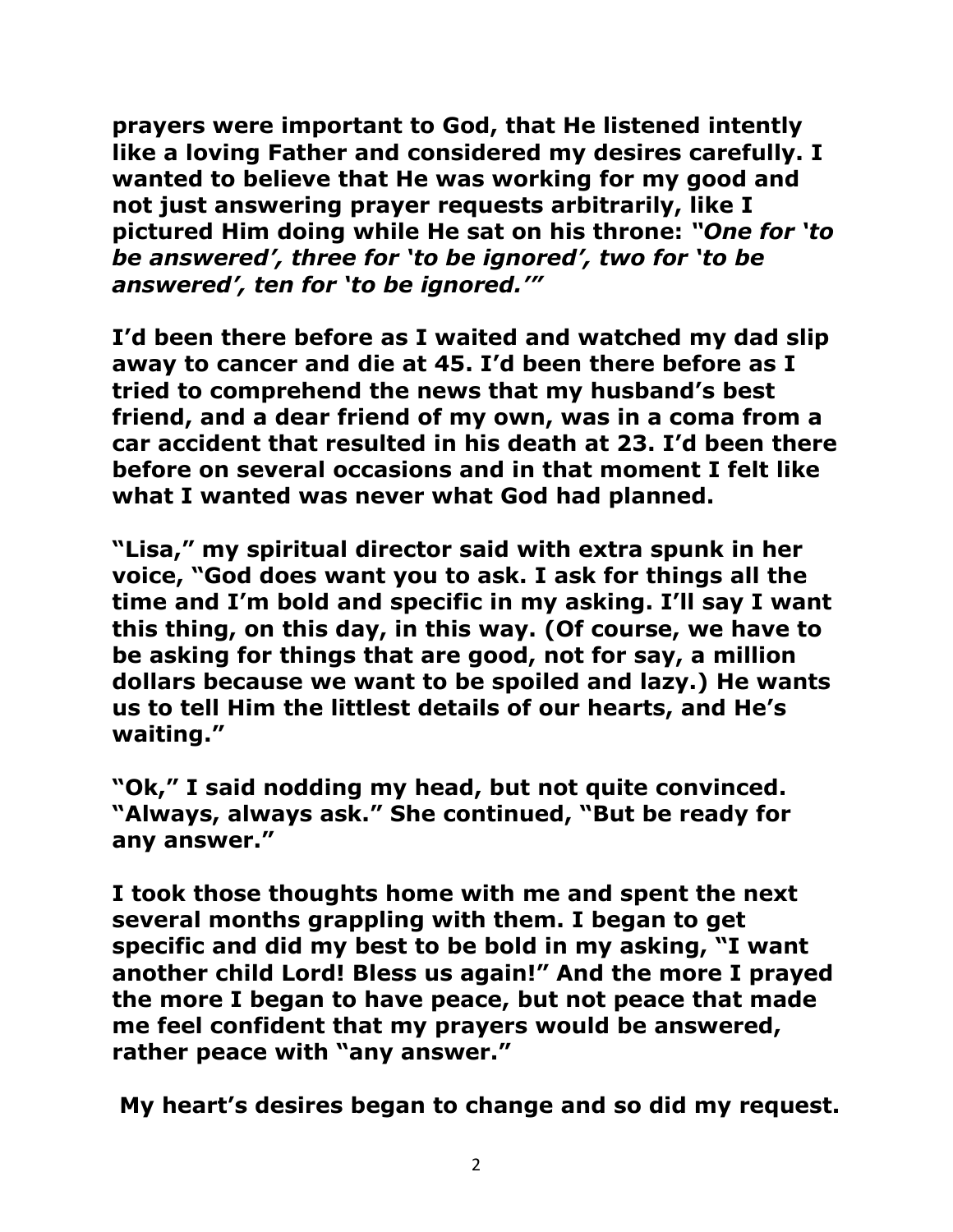prayers were important to God, that He listened intently like a loving Father and considered my desires carefully. I wanted to believe that He was working for my good and not just answering prayer requests arbitrarily, like I pictured Him doing while He sat on his throne: *"One for 'to be answered', three for 'to be ignored', two for 'to be answered', ten for 'to be ignored.'"*

I'd been there before as I waited and watched my dad slip away to cancer and die at 45. I'd been there before as I tried to comprehend the news that my husband's best friend, and a dear friend of my own, was in a coma from a car accident that resulted in his death at 23. I'd been there before on several occasions and in that moment I felt like what I wanted was never what God had planned.

"Lisa," my spiritual director said with extra spunk in her voice, "God does want you to ask. I ask for things all the time and I'm bold and specific in my asking. I'll say I want this thing, on this day, in this way. (Of course, we have to be asking for things that are good, not for say, a million dollars because we want to be spoiled and lazy.) He wants us to tell Him the littlest details of our hearts, and He's waiting."

"Ok," I said nodding my head, but not quite convinced. "Always, always ask." She continued, "But be ready for any answer."

I took those thoughts home with me and spent the next several months grappling with them. I began to get specific and did my best to be bold in my asking, "I want another child Lord! Bless us again!" And the more I prayed the more I began to have peace, but not peace that made me feel confident that my prayers would be answered, rather peace with "any answer."

My heart's desires began to change and so did my request.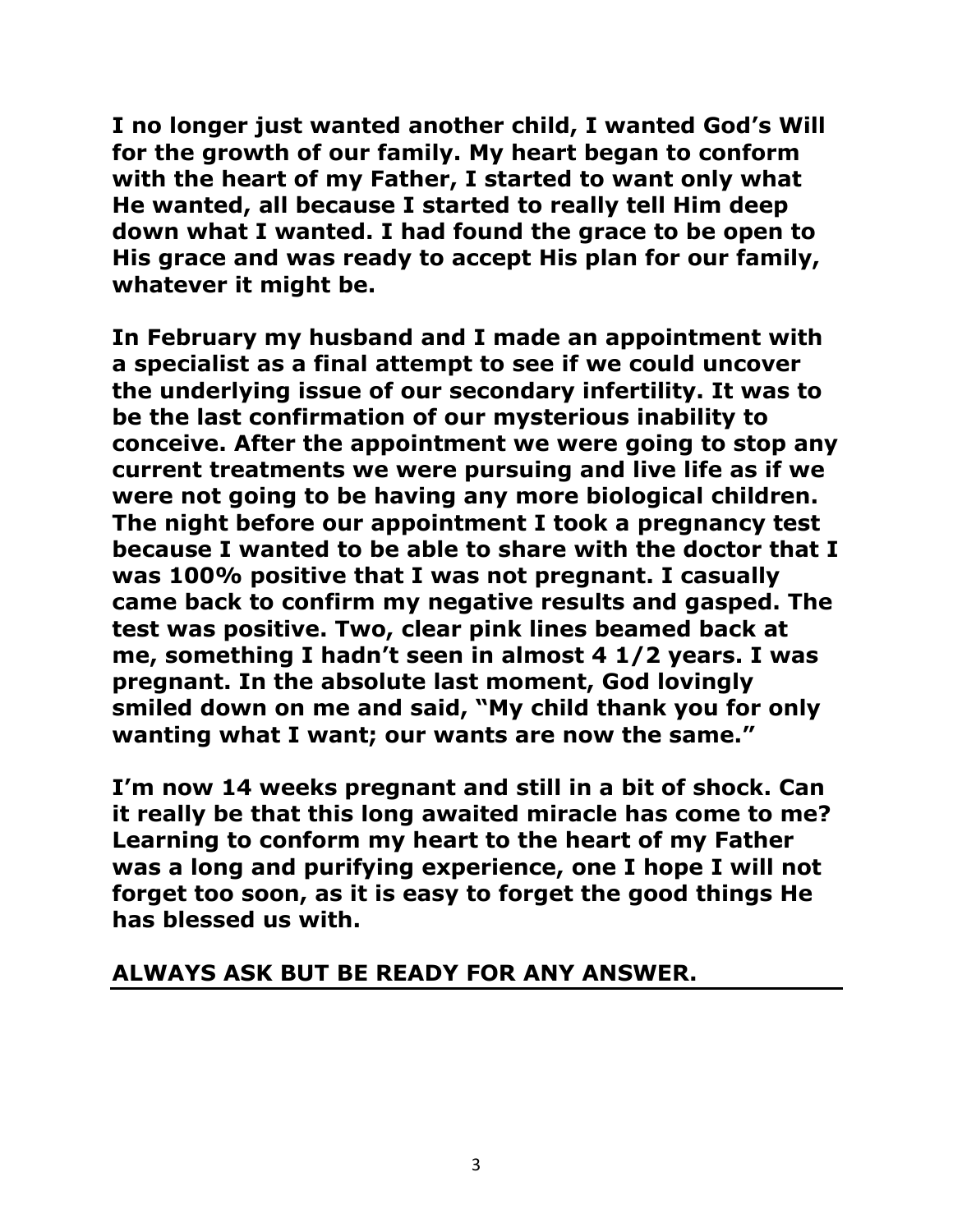**I no longer just wanted another child, I wanted God's Will for the growth of our family. My heart began to conform with the heart of my Father, I started to want only what He wanted, all because I started to really tell Him deep down what I wanted. I had found the grace to be open to His grace and was ready to accept His plan for our family, whatever it might be.**

**In February my husband and I made an appointment with a specialist as a final attempt to see if we could uncover the underlying issue of our secondary infertility. It was to be the last confirmation of our mysterious inability to conceive. After the appointment we were going to stop any current treatments we were pursuing and live life as if we were not going to be having any more biological children. The night before our appointment I took a pregnancy test because I wanted to be able to share with the doctor that I was 100% positive that I was not pregnant. I casually came back to confirm my negative results and gasped. The test was positive. Two, clear pink lines beamed back at me, something I hadn't seen in almost 4 1/2 years. I was pregnant. In the absolute last moment, God lovingly smiled down on me and said, "My child thank you for only wanting what I want; our wants are now the same."**

**I'm now 14 weeks pregnant and still in a bit of shock. Can it really be that this long awaited miracle has come to me? Learning to conform my heart to the heart of my Father was a long and purifying experience, one I hope I will not forget too soon, as it is easy to forget the good things He has blessed us with.**

**<u>ALWAYS ASK BUT BE READY FOR ANY ANSWER.</u>**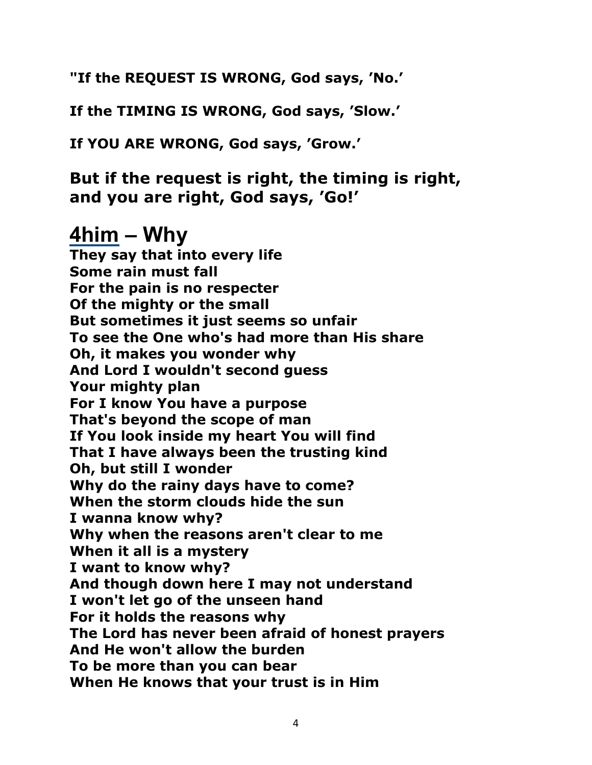**"If the REQUEST IS WRONG, God says, 'No.'**

**If the TIMING IS WRONG, God says, 'Slow.'**

**If YOU ARE WRONG, God says, 'Grow.'**

**But if the request is right, the timing is right, and you are right, God says, 'Go!'**

## 4him – Why

**They say that into every life**
**Some rain must fall**
**For the pain is no respecter**
**Of the mighty or the small**
**But sometimes it just seems so unfair**
**To see the One who's had more than His share**
**Oh, it makes you wonder why**
**And Lord I wouldn't second guess**
**Your mighty plan**
**For I know You have a purpose**
**That's beyond the scope of man**
**If You look inside my heart You will find**
**That I have always been the trusting kind**
**Oh, but still I wonder**
**Why do the rainy days have to come?**
**When the storm clouds hide the sun**
**I wanna know why?**
**Why when the reasons aren't clear to me**
**When it all is a mystery**
**I want to know why?**
**And though down here I may not understand**
**I won't let go of the unseen hand**
**For it holds the reasons why**
**The Lord has never been afraid of honest prayers**
**And He won't allow the burden**
**To be more than you can bear**
**When He knows that your trust is in Him**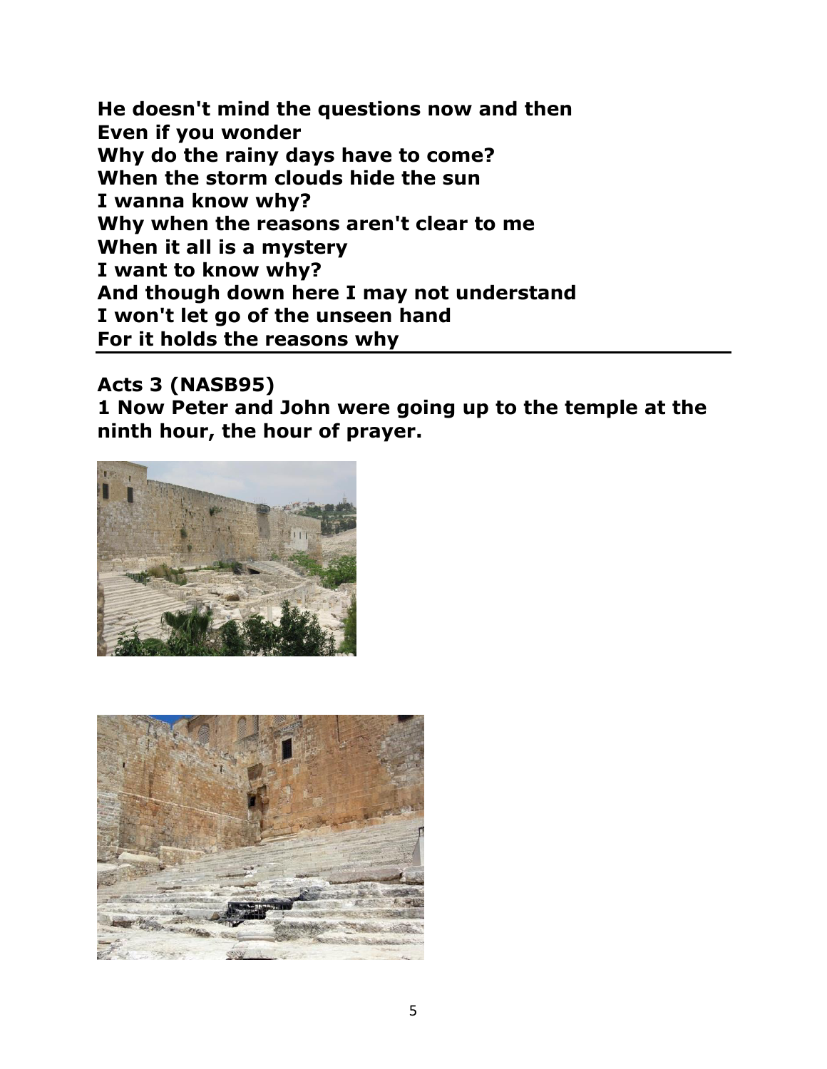**He doesn't mind the questions now and then**
**Even if you wonder**
**Why do the rainy days have to come?**
**When the storm clouds hide the sun**
**I wanna know why?**
**Why when the reasons aren't clear to me**
**When it all is a mystery**
**I want to know why?**
**And though down here I may not understand**
**I won't let go of the unseen hand**
**For it holds the reasons why**

---

**Acts 3 (NASB95)**

**1 Now Peter and John were going up to the temple at the ninth hour, the hour of prayer.**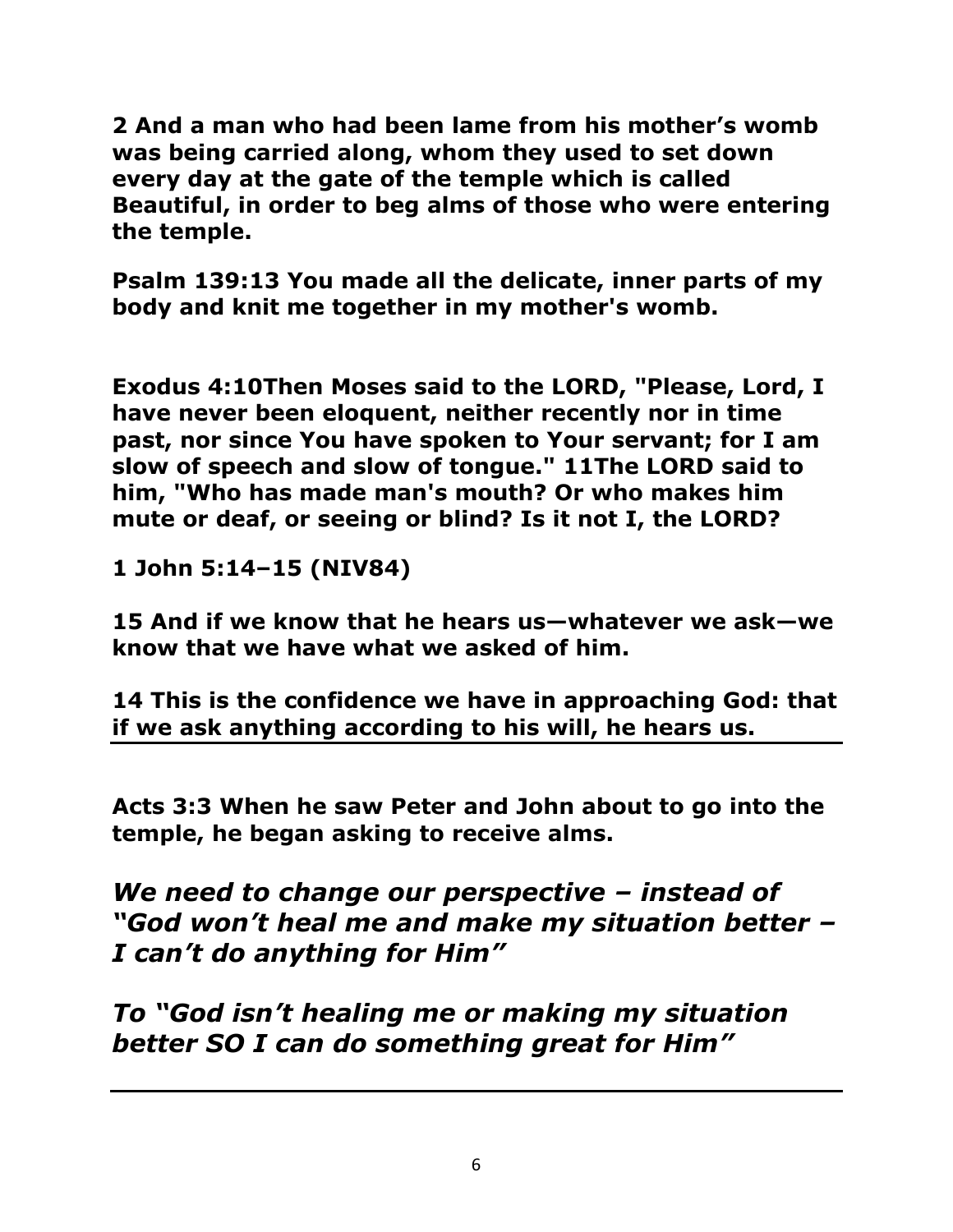**2 And a man who had been lame from his mother's womb was being carried along, whom they used to set down every day at the gate of the temple which is called Beautiful, in order to beg alms of those who were entering the temple.**

**Psalm 139:13 You made all the delicate, inner parts of my body and knit me together in my mother's womb.**

**Exodus 4:10Then Moses said to the LORD, "Please, Lord, I have never been eloquent, neither recently nor in time past, nor since You have spoken to Your servant; for I am slow of speech and slow of tongue." 11The LORD said to him, "Who has made man's mouth? Or who makes him mute or deaf, or seeing or blind? Is it not I, the LORD?**

**1 John 5:14–15 (NIV84)**

**15 And if we know that he hears us—whatever we ask—we know that we have what we asked of him.**

**14 This is the confidence we have in approaching God: that if we ask anything according to his will, he hears us.**

---

**Acts 3:3 When he saw Peter and John about to go into the temple, he began asking to receive alms.**

***We need to change our perspective – instead of "God won't heal me and make my situation better – I can't do anything for Him"***

***To "God isn't healing me or making my situation better SO I can do something great for Him"***

---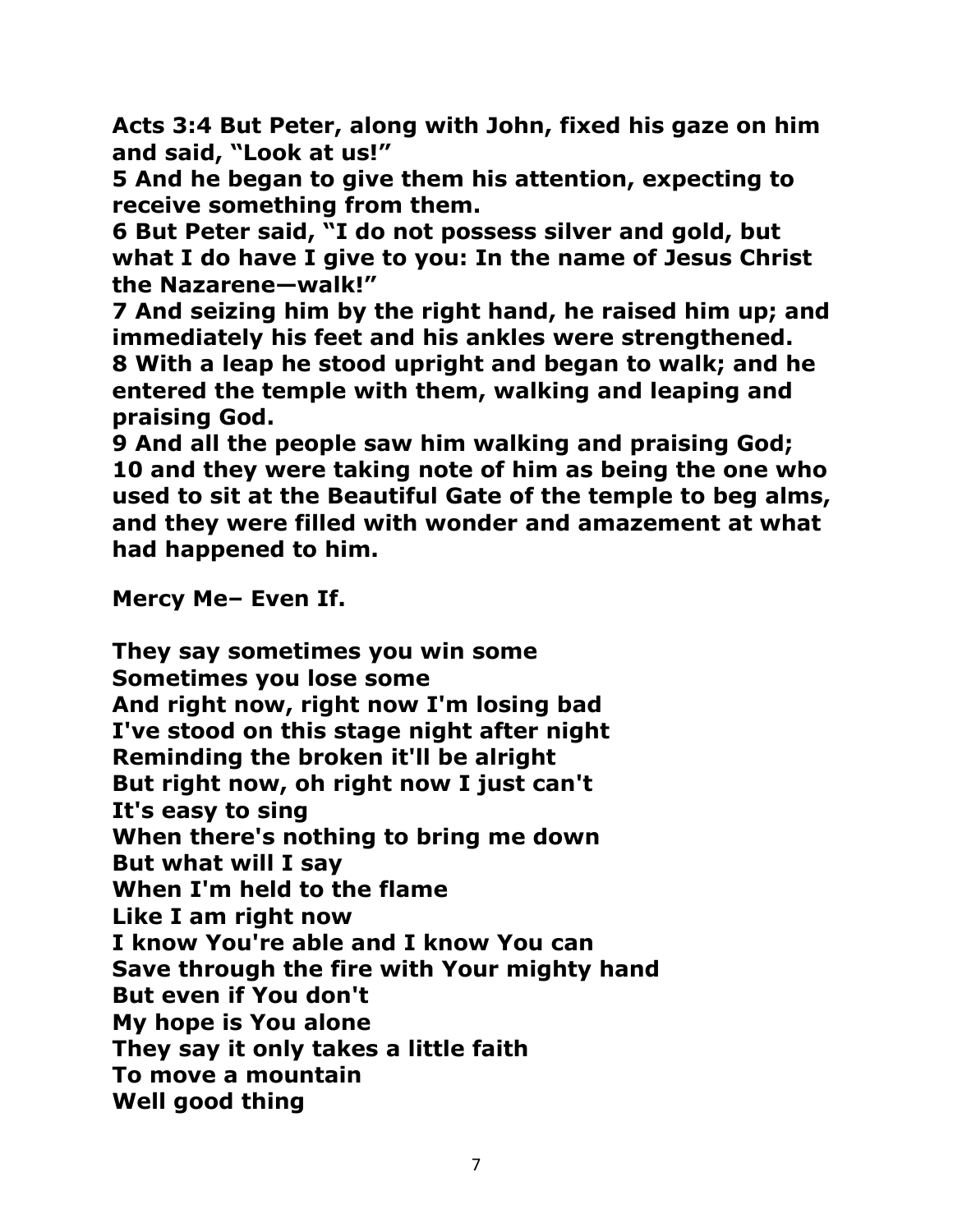**Acts 3:4 But Peter, along with John, fixed his gaze on him and said, "Look at us!"**
**5 And he began to give them his attention, expecting to receive something from them.**
**6 But Peter said, "I do not possess silver and gold, but what I do have I give to you: In the name of Jesus Christ the Nazarene—walk!"**
**7 And seizing him by the right hand, he raised him up; and immediately his feet and his ankles were strengthened.**
**8 With a leap he stood upright and began to walk; and he entered the temple with them, walking and leaping and praising God.**
**9 And all the people saw him walking and praising God;**
**10 and they were taking note of him as being the one who used to sit at the Beautiful Gate of the temple to beg alms, and they were filled with wonder and amazement at what had happened to him.**

**Mercy Me– Even If.**

**They say sometimes you win some**
**Sometimes you lose some**
**And right now, right now I'm losing bad**
**I've stood on this stage night after night**
**Reminding the broken it'll be alright**
**But right now, oh right now I just can't**
**It's easy to sing**
**When there's nothing to bring me down**
**But what will I say**
**When I'm held to the flame**
**Like I am right now**
**I know You're able and I know You can**
**Save through the fire with Your mighty hand**
**But even if You don't**
**My hope is You alone**
**They say it only takes a little faith**
**To move a mountain**
**Well good thing**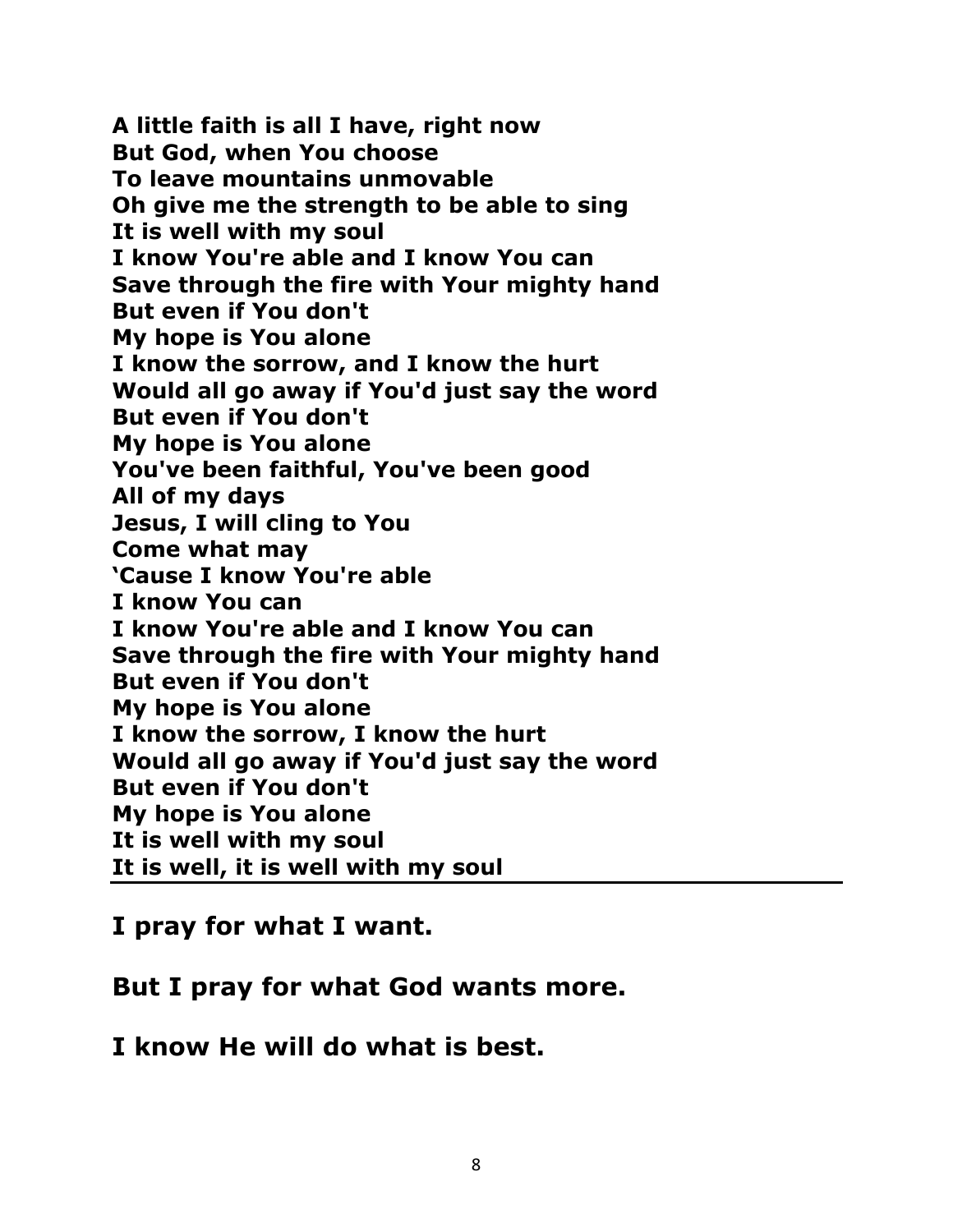**A little faith is all I have, right now**
**But God, when You choose**
**To leave mountains unmovable**
**Oh give me the strength to be able to sing**
**It is well with my soul**
**I know You're able and I know You can**
**Save through the fire with Your mighty hand**
**But even if You don't**
**My hope is You alone**
**I know the sorrow, and I know the hurt**
**Would all go away if You'd just say the word**
**But even if You don't**
**My hope is You alone**
**You've been faithful, You've been good**
**All of my days**
**Jesus, I will cling to You**
**Come what may**
**'Cause I know You're able**
**I know You can**
**I know You're able and I know You can**
**Save through the fire with Your mighty hand**
**But even if You don't**
**My hope is You alone**
**I know the sorrow, I know the hurt**
**Would all go away if You'd just say the word**
**But even if You don't**
**My hope is You alone**
**It is well with my soul**
**It is well, it is well with my soul**

---

**I pray for what I want.**

**But I pray for what God wants more.**

**I know He will do what is best.**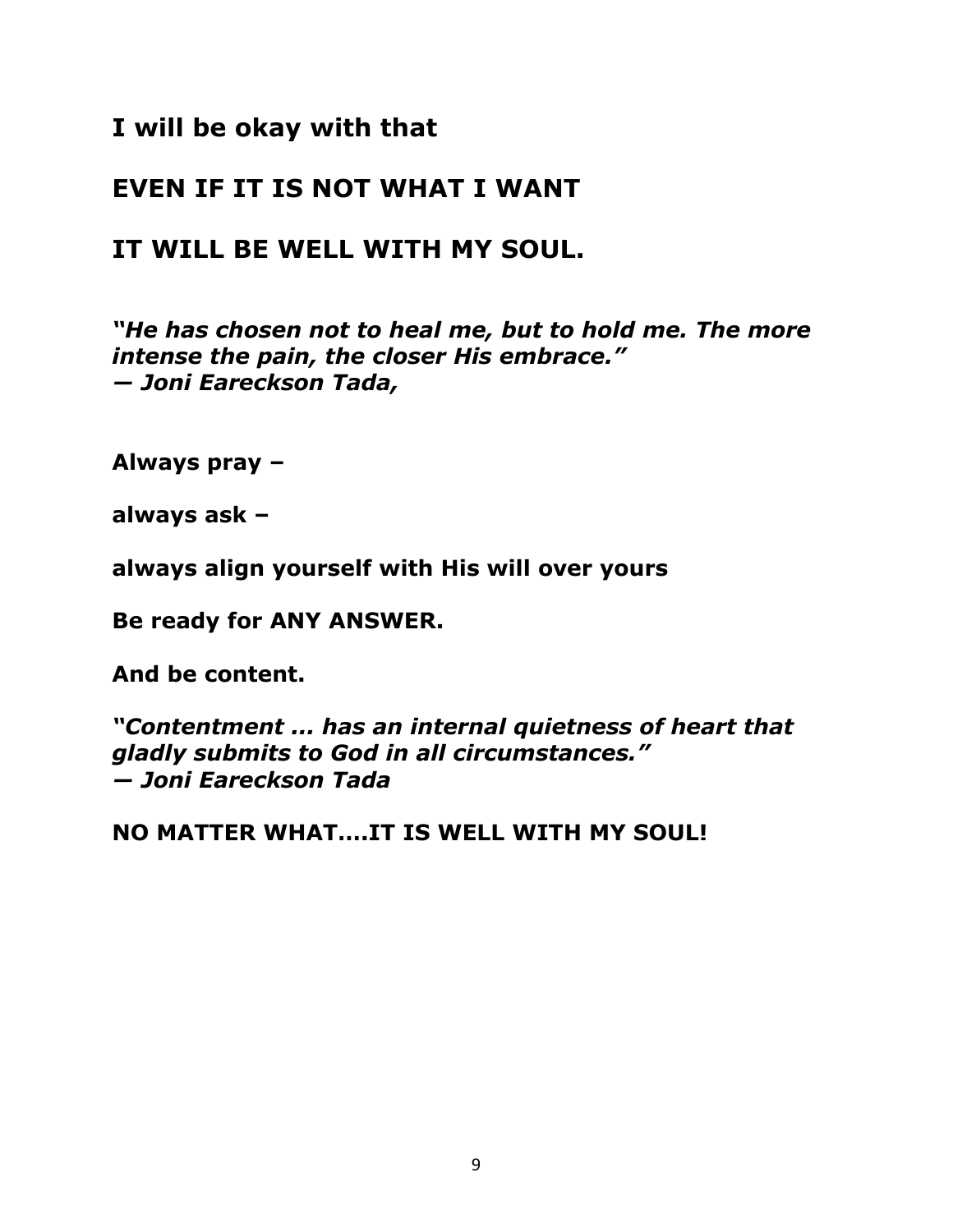**I will be okay with that**

**EVEN IF IT IS NOT WHAT I WANT**

**IT WILL BE WELL WITH MY SOUL.**

***"He has chosen not to heal me, but to hold me. The more intense the pain, the closer His embrace."***
***― Joni Eareckson Tada,***

**Always pray –**

**always ask –**

**always align yourself with His will over yours**

**Be ready for ANY ANSWER.**

**And be content.**

***"Contentment ... has an internal quietness of heart that gladly submits to God in all circumstances."***
***― Joni Eareckson Tada***

**NO MATTER WHAT….IT IS WELL WITH MY SOUL!**